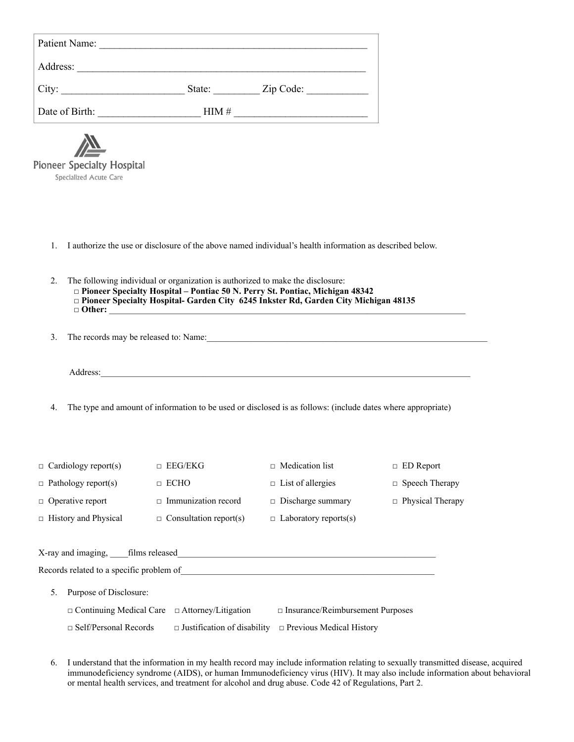Patient Name: ___________________________________________________

Address: _______________________________________________________

City: _______________________ State: ________ Zip Code: ___________

Date of Birth: ___________________ HIM # ________________________

Pioneer Specialty Hospital

Specialized Acute Care

1. I authorize the use or disclosure of the above named individual's health information as described below.

2. The following individual or organization is authorized to make the disclosure:
   - □ **Pioneer Specialty Hospital – Pontiac 50 N. Perry St. Pontiac, Michigan 48342**
   - □ **Pioneer Specialty Hospital- Garden City 6245 Inkster Rd, Garden City Michigan 48135**
   - □ **Other:** ______________________________________________________________________________

3. The records may be released to: Name:_________________________________________________________________

   Address:_____________________________________________________________________________________

4. The type and amount of information to be used or disclosed is as follows: (include dates where appropriate)

| | | | |
|---|---|---|---|
| □ Cardiology report(s) | □ EEG/EKG | □ Medication list | □ ED Report |
| □ Pathology report(s) | □ ECHO | □ List of allergies | □ Speech Therapy |
| □ Operative report | □ Immunization record | □ Discharge summary | □ Physical Therapy |
| □ History and Physical | □ Consultation report(s) | □ Laboratory reports(s) | |

X-ray and imaging, ____films released____________________________________________________________

Records related to a specific problem of__________________________________________________________

5. Purpose of Disclosure:

   □ Continuing Medical Care □ Attorney/Litigation □ Insurance/Reimbursement Purposes

   □ Self/Personal Records □ Justification of disability □ Previous Medical History

6. I understand that the information in my health record may include information relating to sexually transmitted disease, acquired immunodeficiency syndrome (AIDS), or human Immunodeficiency virus (HIV). It may also include information about behavioral or mental health services, and treatment for alcohol and drug abuse. Code 42 of Regulations, Part 2.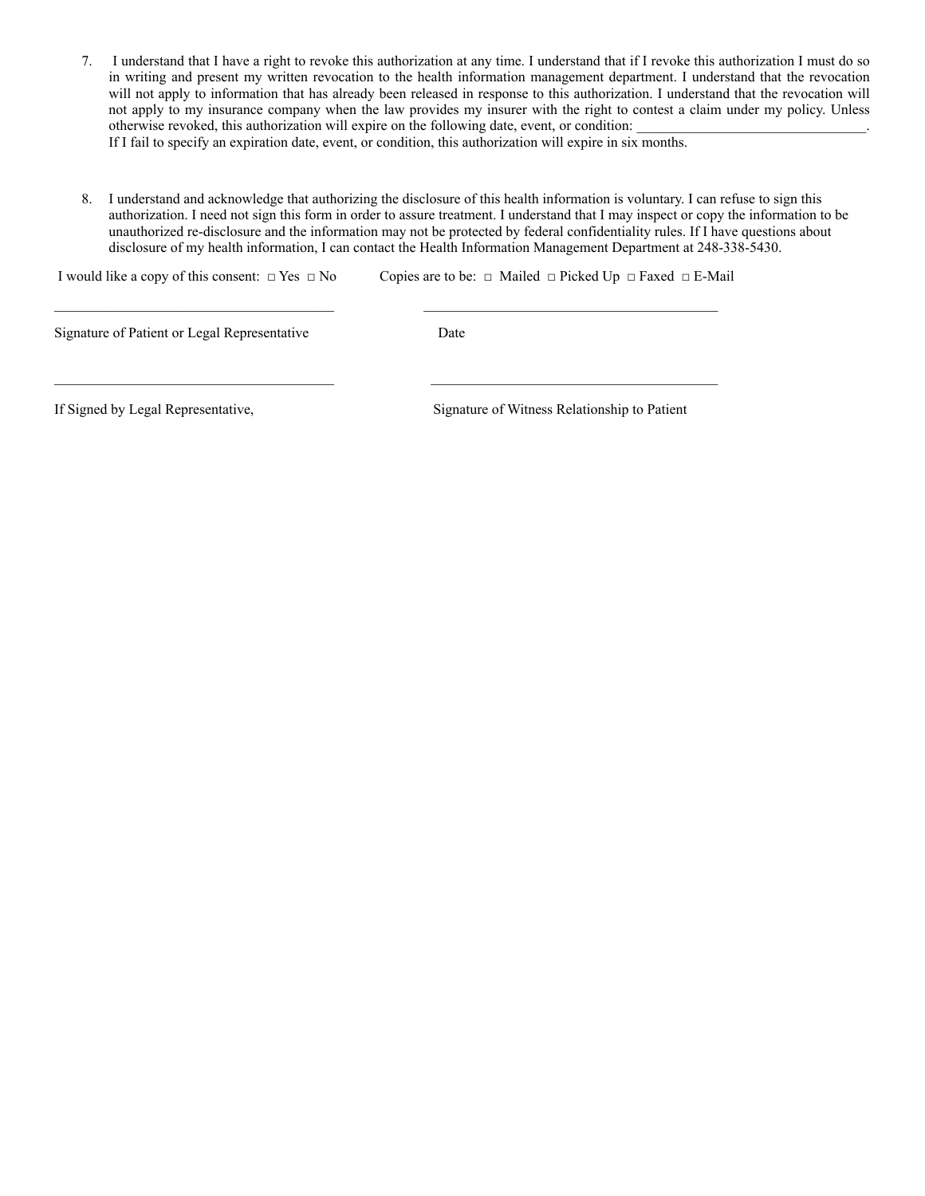7. I understand that I have a right to revoke this authorization at any time. I understand that if I revoke this authorization I must do so in writing and present my written revocation to the health information management department. I understand that the revocation will not apply to information that has already been released in response to this authorization. I understand that the revocation will not apply to my insurance company when the law provides my insurer with the right to contest a claim under my policy. Unless otherwise revoked, this authorization will expire on the following date, event, or condition: \_\_\_\_\_\_\_\_\_\_\_\_\_\_\_\_\_\_\_\_\_\_\_\_\_\_\_\_\_\_\_\_. If I fail to specify an expiration date, event, or condition, this authorization will expire in six months.

8. I understand and acknowledge that authorizing the disclosure of this health information is voluntary. I can refuse to sign this authorization. I need not sign this form in order to assure treatment. I understand that I may inspect or copy the information to be unauthorized re-disclosure and the information may not be protected by federal confidentiality rules. If I have questions about disclosure of my health information, I can contact the Health Information Management Department at 248-338-5430.

I would like a copy of this consent: □ Yes □ No Copies are to be: □ Mailed □ Picked Up □ Faxed □ E-Mail

\_\_\_\_\_\_\_\_\_\_\_\_\_\_\_\_\_\_\_\_\_\_\_\_\_\_\_\_\_\_\_\_\_\_\_\_\_\_\_\_ \_\_\_\_\_\_\_\_\_\_\_\_\_\_\_\_\_\_\_\_\_\_\_\_\_\_\_\_\_\_\_\_\_\_\_\_\_\_\_\_

Signature of Patient or Legal Representative Date

\_\_\_\_\_\_\_\_\_\_\_\_\_\_\_\_\_\_\_\_\_\_\_\_\_\_\_\_\_\_\_\_\_\_\_\_\_\_\_\_ \_\_\_\_\_\_\_\_\_\_\_\_\_\_\_\_\_\_\_\_\_\_\_\_\_\_\_\_\_\_\_\_\_\_\_\_\_\_\_\_

If Signed by Legal Representative, Signature of Witness Relationship to Patient